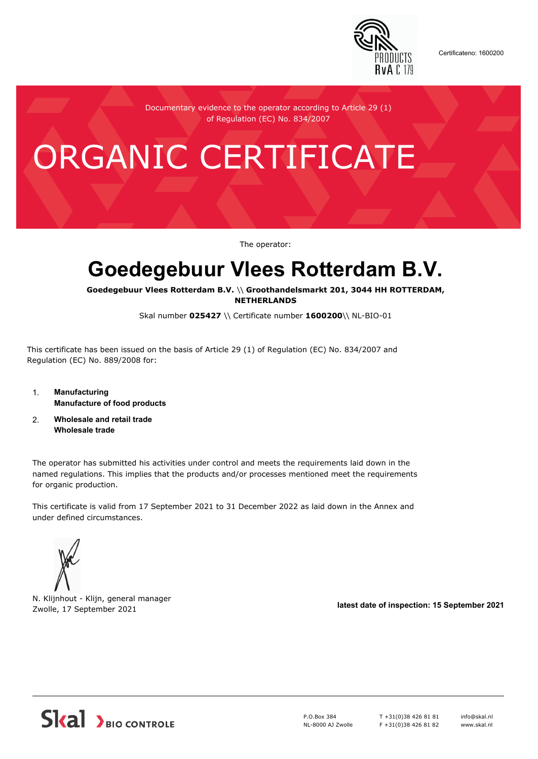Certificateno: 1600200

Documentary evidence to the operator according to Article 29 (1) of Regulation (EC) No. 834/2007

# ORGANIC CERTIFICATE

The operator:

## Goedegebuur Vlees Rotterdam B.V.

**Goedegebuur Vlees Rotterdam B.V.** \\ **Groothandelsmarkt 201, 3044 HH ROTTERDAM, NETHERLANDS**

Skal number **025427** \\ Certificate number **1600200**\\ NL-BIO-01

This certificate has been issued on the basis of Article 29 (1) of Regulation (EC) No. 834/2007 and Regulation (EC) No. 889/2008 for:

1. **Manufacturing**
   **Manufacture of food products**
2. **Wholesale and retail trade**
   **Wholesale trade**

The operator has submitted his activities under control and meets the requirements laid down in the named regulations. This implies that the products and/or processes mentioned meet the requirements for organic production.

This certificate is valid from 17 September 2021 to 31 December 2022 as laid down in the Annex and under defined circumstances.

N. Klijnhout - Klijn, general manager
Zwolle, 17 September 2021

**latest date of inspection: 15 September 2021**

Skal BIO CONTROLE

P.O.Box 384
NL-8000 AJ Zwolle

T +31(0)38 426 81 81
F +31(0)38 426 81 82

info@skal.nl
www.skal.nl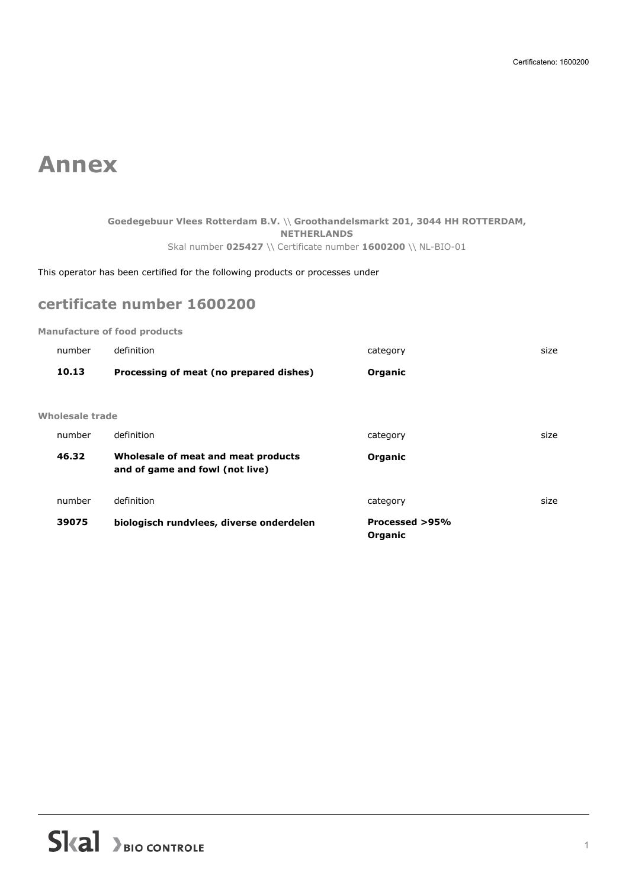# Annex

**Goedegebuur Vlees Rotterdam B.V.** \\ **Groothandelsmarkt 201, 3044 HH ROTTERDAM, NETHERLANDS**
Skal number **025427** \\ Certificate number **1600200** \\ NL-BIO-01

This operator has been certified for the following products or processes under

## certificate number 1600200

### Manufacture of food products

| number | definition | category | size |
|---|---|---|---|
| **10.13** | **Processing of meat (no prepared dishes)** | **Organic** | |

### Wholesale trade

| number | definition | category | size |
|---|---|---|---|
| **46.32** | **Wholesale of meat and meat products and of game and fowl (not live)** | **Organic** | |

| number | definition | category | size |
|---|---|---|---|
| **39075** | **biologisch rundvlees, diverse onderdelen** | **Processed >95% Organic** | |

Skal BIO CONTROLE